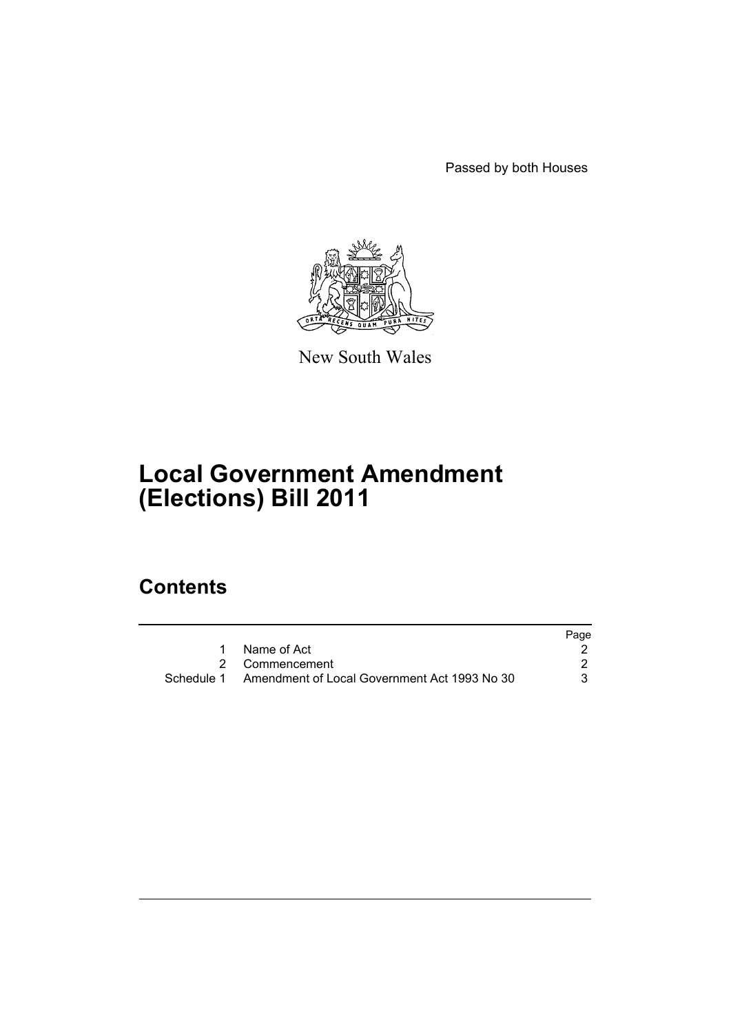Passed by both Houses

New South Wales

# Local Government Amendment (Elections) Bill 2011

## Contents

| | | Page |
|---|---|---|
| 1 | Name of Act | 2 |
| 2 | Commencement | 2 |
| Schedule 1 | Amendment of Local Government Act 1993 No 30 | 3 |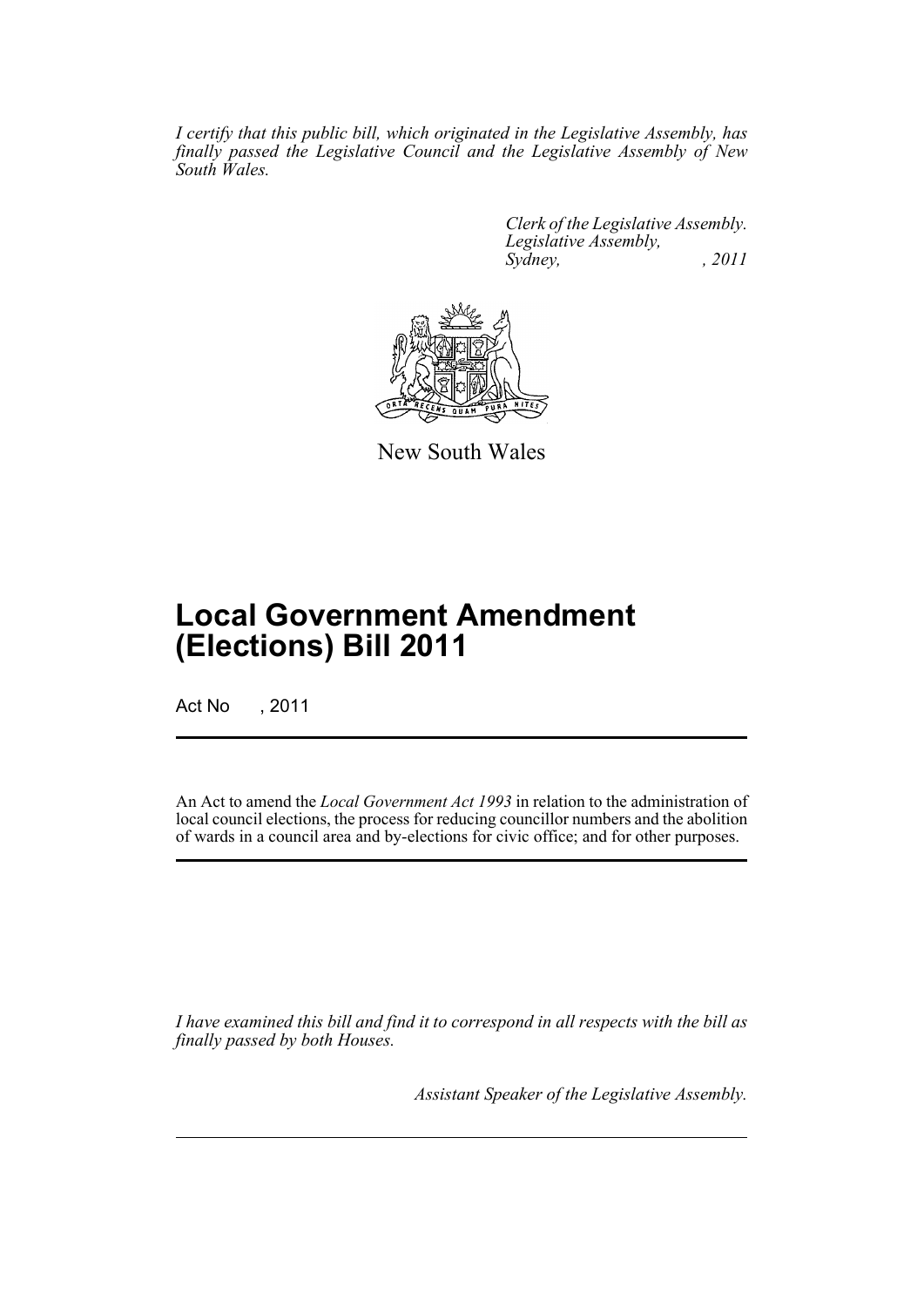*I certify that this public bill, which originated in the Legislative Assembly, has finally passed the Legislative Council and the Legislative Assembly of New South Wales.*

*Clerk of the Legislative Assembly.*
*Legislative Assembly,*
*Sydney, , 2011*

New South Wales

# Local Government Amendment (Elections) Bill 2011

Act No , 2011

An Act to amend the *Local Government Act 1993* in relation to the administration of local council elections, the process for reducing councillor numbers and the abolition of wards in a council area and by-elections for civic office; and for other purposes.

*I have examined this bill and find it to correspond in all respects with the bill as finally passed by both Houses.*

*Assistant Speaker of the Legislative Assembly.*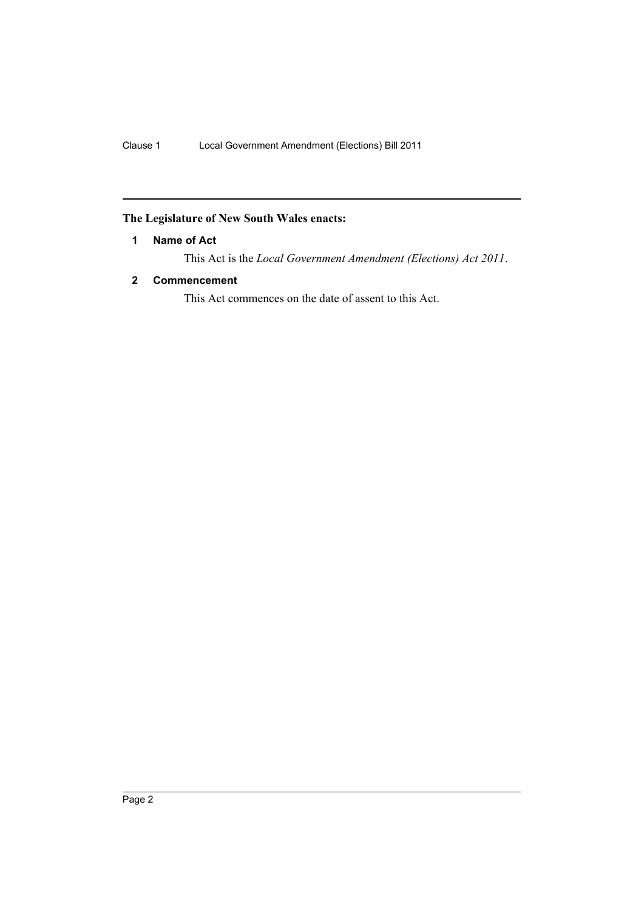**The Legislature of New South Wales enacts:**

## 1 Name of Act

This Act is the *Local Government Amendment (Elections) Act 2011*.

## 2 Commencement

This Act commences on the date of assent to this Act.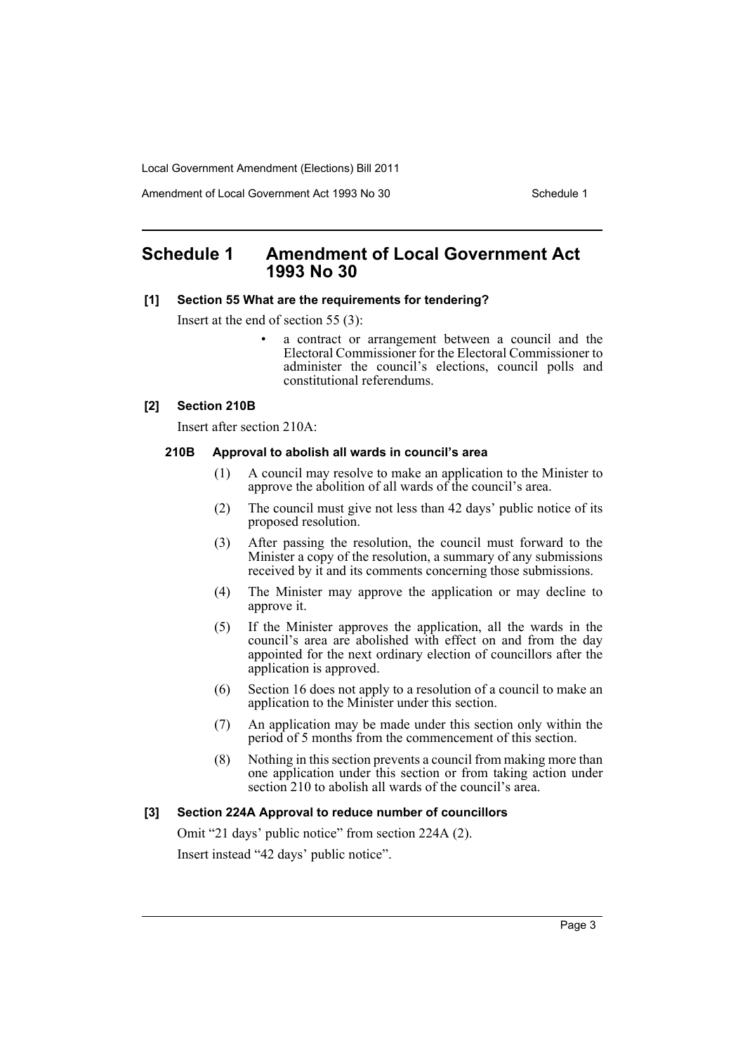# Schedule 1 Amendment of Local Government Act 1993 No 30

### [1] Section 55 What are the requirements for tendering?

Insert at the end of section 55 (3):

- a contract or arrangement between a council and the Electoral Commissioner for the Electoral Commissioner to administer the council's elections, council polls and constitutional referendums.

### [2] Section 210B

Insert after section 210A:

#### 210B Approval to abolish all wards in council's area

(1) A council may resolve to make an application to the Minister to approve the abolition of all wards of the council's area.

(2) The council must give not less than 42 days' public notice of its proposed resolution.

(3) After passing the resolution, the council must forward to the Minister a copy of the resolution, a summary of any submissions received by it and its comments concerning those submissions.

(4) The Minister may approve the application or may decline to approve it.

(5) If the Minister approves the application, all the wards in the council's area are abolished with effect on and from the day appointed for the next ordinary election of councillors after the application is approved.

(6) Section 16 does not apply to a resolution of a council to make an application to the Minister under this section.

(7) An application may be made under this section only within the period of 5 months from the commencement of this section.

(8) Nothing in this section prevents a council from making more than one application under this section or from taking action under section 210 to abolish all wards of the council's area.

### [3] Section 224A Approval to reduce number of councillors

Omit "21 days' public notice" from section 224A (2).

Insert instead "42 days' public notice".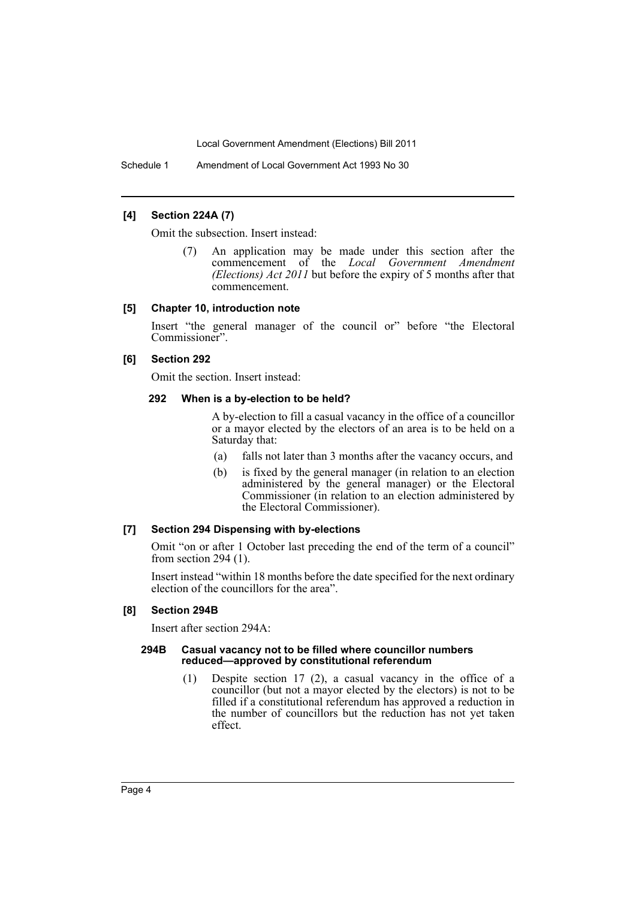**[4] Section 224A (7)**

Omit the subsection. Insert instead:

> (7) An application may be made under this section after the commencement of the *Local Government Amendment (Elections) Act 2011* but before the expiry of 5 months after that commencement.

**[5] Chapter 10, introduction note**

Insert "the general manager of the council or" before "the Electoral Commissioner".

**[6] Section 292**

Omit the section. Insert instead:

> **292 When is a by-election to be held?**
>
> A by-election to fill a casual vacancy in the office of a councillor or a mayor elected by the electors of an area is to be held on a Saturday that:
>
> (a) falls not later than 3 months after the vacancy occurs, and
>
> (b) is fixed by the general manager (in relation to an election administered by the general manager) or the Electoral Commissioner (in relation to an election administered by the Electoral Commissioner).

**[7] Section 294 Dispensing with by-elections**

Omit "on or after 1 October last preceding the end of the term of a council" from section 294 (1).

Insert instead "within 18 months before the date specified for the next ordinary election of the councillors for the area".

**[8] Section 294B**

Insert after section 294A:

> **294B Casual vacancy not to be filled where councillor numbers reduced—approved by constitutional referendum**
>
> (1) Despite section 17 (2), a casual vacancy in the office of a councillor (but not a mayor elected by the electors) is not to be filled if a constitutional referendum has approved a reduction in the number of councillors but the reduction has not yet taken effect.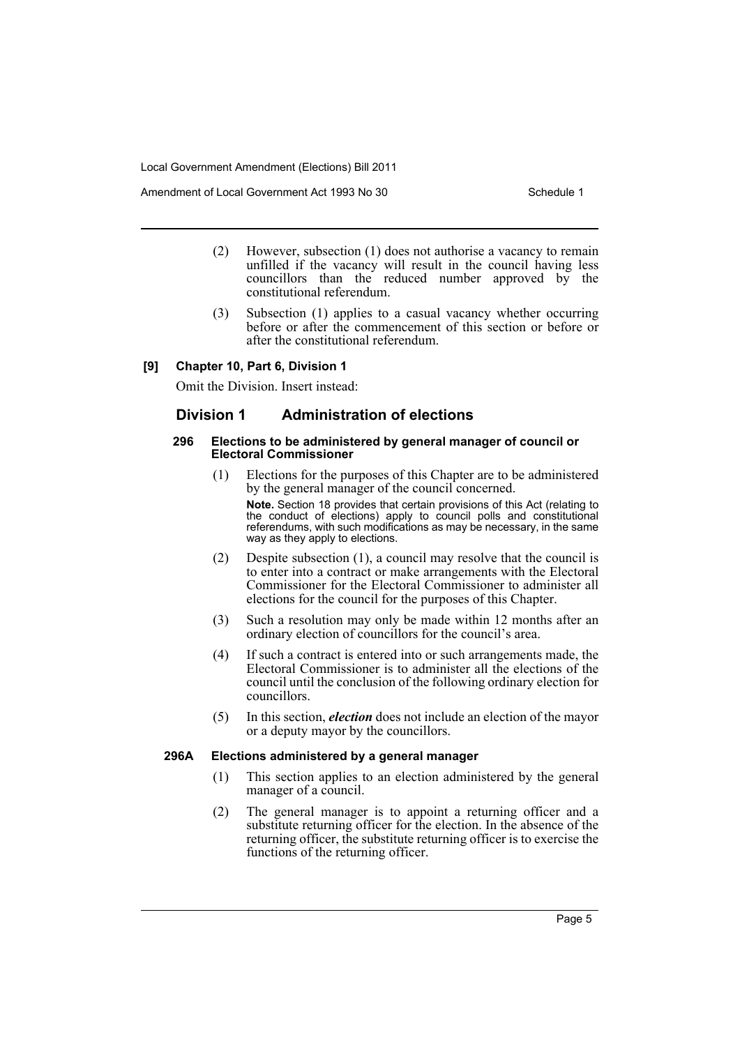(2) However, subsection (1) does not authorise a vacancy to remain unfilled if the vacancy will result in the council having less councillors than the reduced number approved by the constitutional referendum.

(3) Subsection (1) applies to a casual vacancy whether occurring before or after the commencement of this section or before or after the constitutional referendum.

#### [9] Chapter 10, Part 6, Division 1

Omit the Division. Insert instead:

## Division 1 Administration of elections

#### 296 Elections to be administered by general manager of council or Electoral Commissioner

(1) Elections for the purposes of this Chapter are to be administered by the general manager of the council concerned.

**Note.** Section 18 provides that certain provisions of this Act (relating to the conduct of elections) apply to council polls and constitutional referendums, with such modifications as may be necessary, in the same way as they apply to elections.

(2) Despite subsection (1), a council may resolve that the council is to enter into a contract or make arrangements with the Electoral Commissioner for the Electoral Commissioner to administer all elections for the council for the purposes of this Chapter.

(3) Such a resolution may only be made within 12 months after an ordinary election of councillors for the council's area.

(4) If such a contract is entered into or such arrangements made, the Electoral Commissioner is to administer all the elections of the council until the conclusion of the following ordinary election for councillors.

(5) In this section, ***election*** does not include an election of the mayor or a deputy mayor by the councillors.

#### 296A Elections administered by a general manager

(1) This section applies to an election administered by the general manager of a council.

(2) The general manager is to appoint a returning officer and a substitute returning officer for the election. In the absence of the returning officer, the substitute returning officer is to exercise the functions of the returning officer.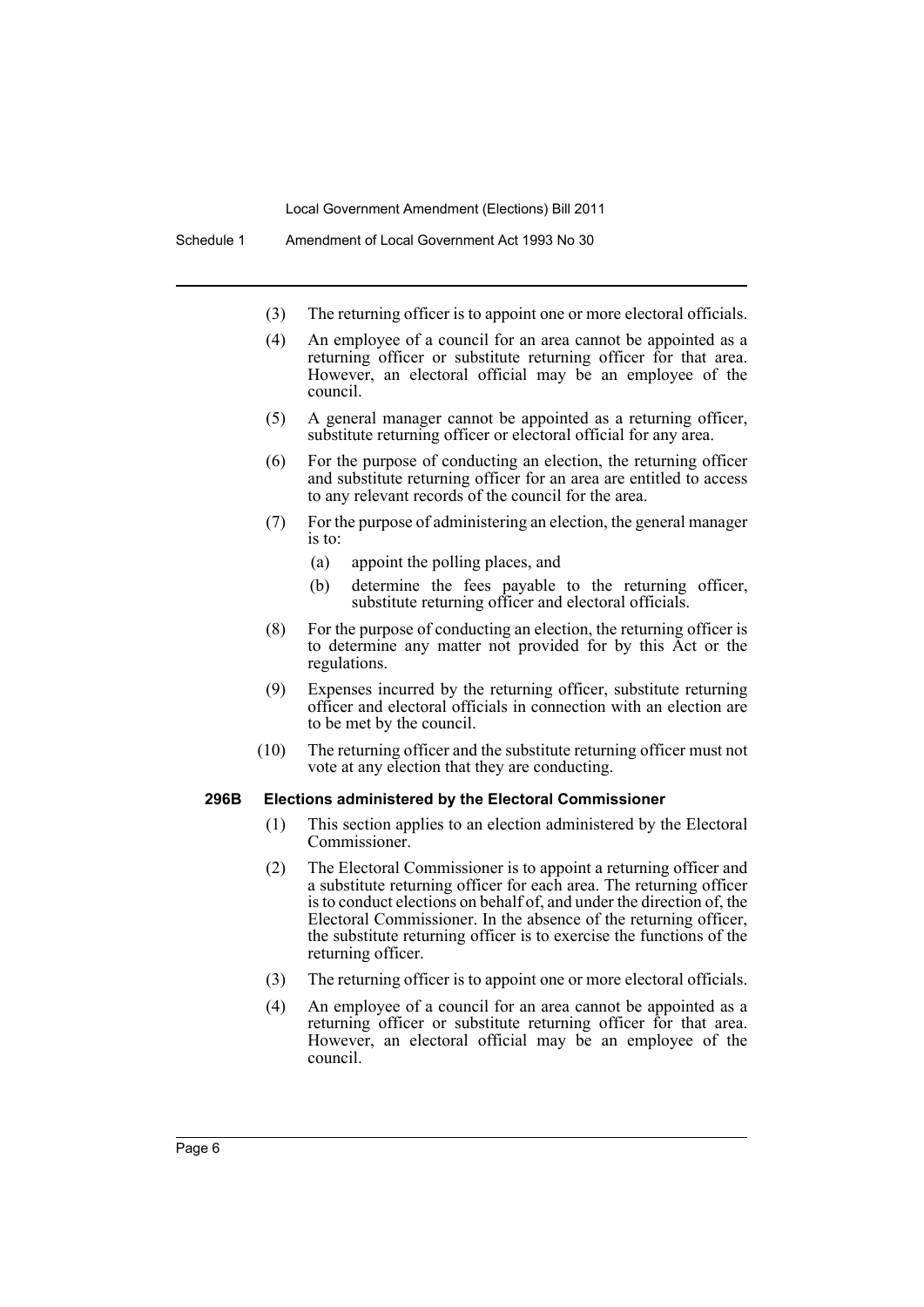(3) The returning officer is to appoint one or more electoral officials.

(4) An employee of a council for an area cannot be appointed as a returning officer or substitute returning officer for that area. However, an electoral official may be an employee of the council.

(5) A general manager cannot be appointed as a returning officer, substitute returning officer or electoral official for any area.

(6) For the purpose of conducting an election, the returning officer and substitute returning officer for an area are entitled to access to any relevant records of the council for the area.

(7) For the purpose of administering an election, the general manager is to:

(a) appoint the polling places, and

(b) determine the fees payable to the returning officer, substitute returning officer and electoral officials.

(8) For the purpose of conducting an election, the returning officer is to determine any matter not provided for by this Act or the regulations.

(9) Expenses incurred by the returning officer, substitute returning officer and electoral officials in connection with an election are to be met by the council.

(10) The returning officer and the substitute returning officer must not vote at any election that they are conducting.

**296B Elections administered by the Electoral Commissioner**

(1) This section applies to an election administered by the Electoral Commissioner.

(2) The Electoral Commissioner is to appoint a returning officer and a substitute returning officer for each area. The returning officer is to conduct elections on behalf of, and under the direction of, the Electoral Commissioner. In the absence of the returning officer, the substitute returning officer is to exercise the functions of the returning officer.

(3) The returning officer is to appoint one or more electoral officials.

(4) An employee of a council for an area cannot be appointed as a returning officer or substitute returning officer for that area. However, an electoral official may be an employee of the council.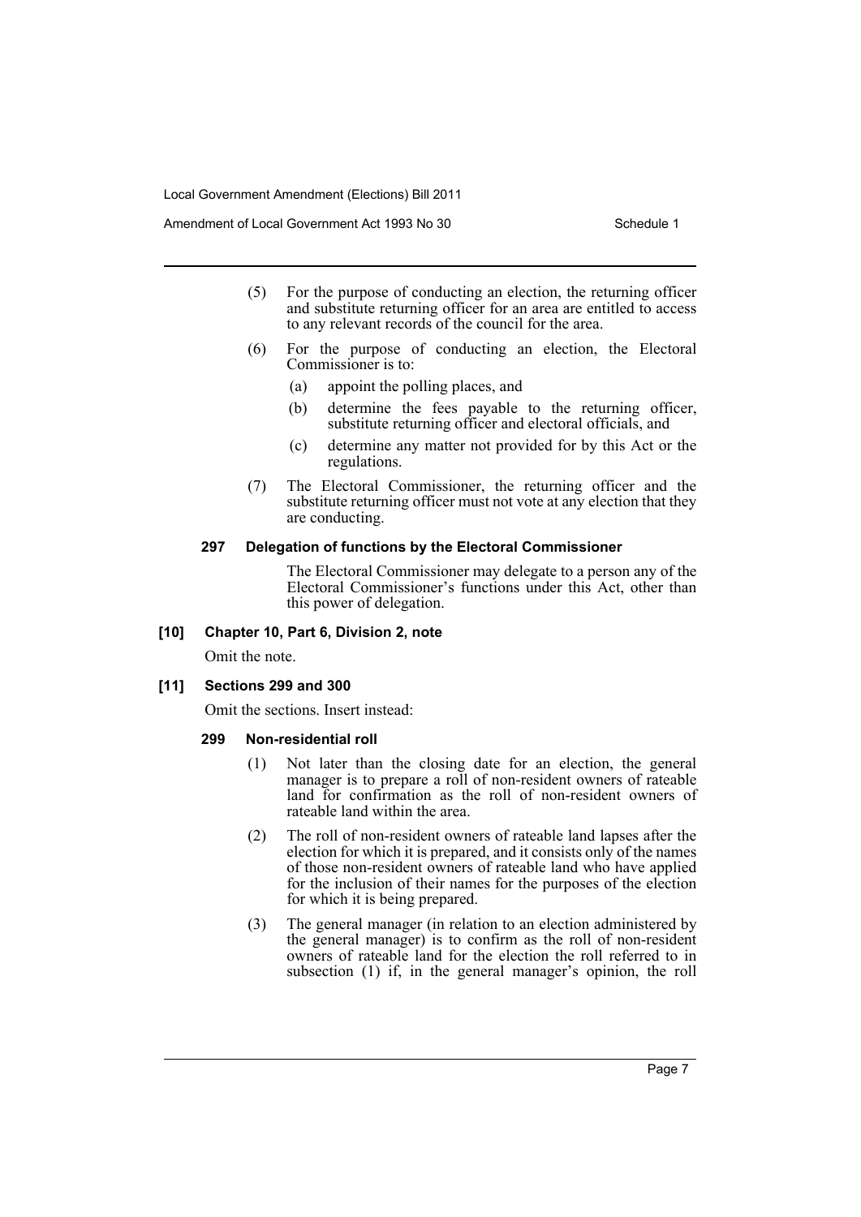(5) For the purpose of conducting an election, the returning officer and substitute returning officer for an area are entitled to access to any relevant records of the council for the area.

(6) For the purpose of conducting an election, the Electoral Commissioner is to:

- (a) appoint the polling places, and
- (b) determine the fees payable to the returning officer, substitute returning officer and electoral officials, and
- (c) determine any matter not provided for by this Act or the regulations.

(7) The Electoral Commissioner, the returning officer and the substitute returning officer must not vote at any election that they are conducting.

#### 297 Delegation of functions by the Electoral Commissioner

The Electoral Commissioner may delegate to a person any of the Electoral Commissioner's functions under this Act, other than this power of delegation.

### [10] Chapter 10, Part 6, Division 2, note

Omit the note.

### [11] Sections 299 and 300

Omit the sections. Insert instead:

#### 299 Non-residential roll

(1) Not later than the closing date for an election, the general manager is to prepare a roll of non-resident owners of rateable land for confirmation as the roll of non-resident owners of rateable land within the area.

(2) The roll of non-resident owners of rateable land lapses after the election for which it is prepared, and it consists only of the names of those non-resident owners of rateable land who have applied for the inclusion of their names for the purposes of the election for which it is being prepared.

(3) The general manager (in relation to an election administered by the general manager) is to confirm as the roll of non-resident owners of rateable land for the election the roll referred to in subsection (1) if, in the general manager's opinion, the roll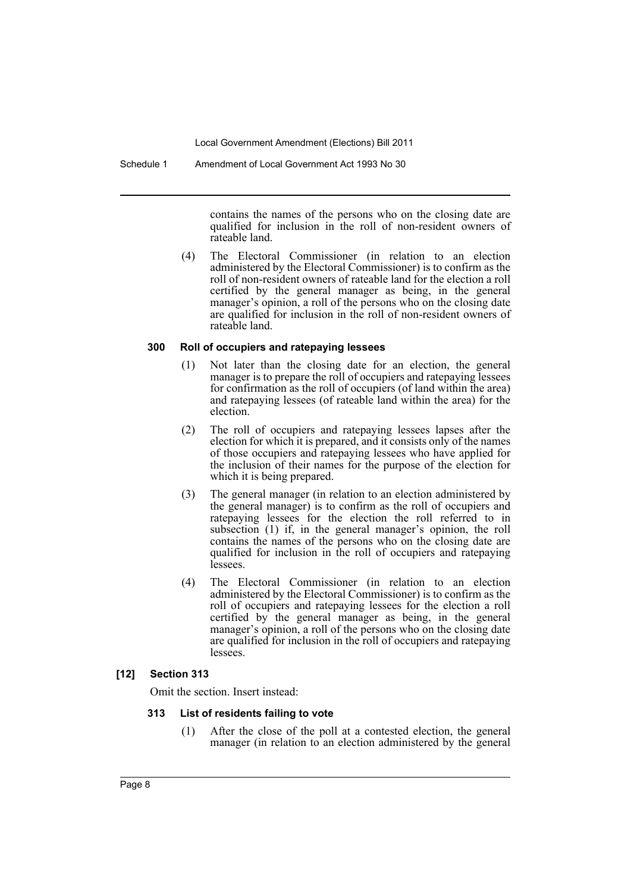contains the names of the persons who on the closing date are qualified for inclusion in the roll of non-resident owners of rateable land.

(4) The Electoral Commissioner (in relation to an election administered by the Electoral Commissioner) is to confirm as the roll of non-resident owners of rateable land for the election a roll certified by the general manager as being, in the general manager's opinion, a roll of the persons who on the closing date are qualified for inclusion in the roll of non-resident owners of rateable land.

#### 300 Roll of occupiers and ratepaying lessees

(1) Not later than the closing date for an election, the general manager is to prepare the roll of occupiers and ratepaying lessees for confirmation as the roll of occupiers (of land within the area) and ratepaying lessees (of rateable land within the area) for the election.

(2) The roll of occupiers and ratepaying lessees lapses after the election for which it is prepared, and it consists only of the names of those occupiers and ratepaying lessees who have applied for the inclusion of their names for the purpose of the election for which it is being prepared.

(3) The general manager (in relation to an election administered by the general manager) is to confirm as the roll of occupiers and ratepaying lessees for the election the roll referred to in subsection (1) if, in the general manager's opinion, the roll contains the names of the persons who on the closing date are qualified for inclusion in the roll of occupiers and ratepaying lessees.

(4) The Electoral Commissioner (in relation to an election administered by the Electoral Commissioner) is to confirm as the roll of occupiers and ratepaying lessees for the election a roll certified by the general manager as being, in the general manager's opinion, a roll of the persons who on the closing date are qualified for inclusion in the roll of occupiers and ratepaying lessees.

### [12] Section 313

Omit the section. Insert instead:

#### 313 List of residents failing to vote

(1) After the close of the poll at a contested election, the general manager (in relation to an election administered by the general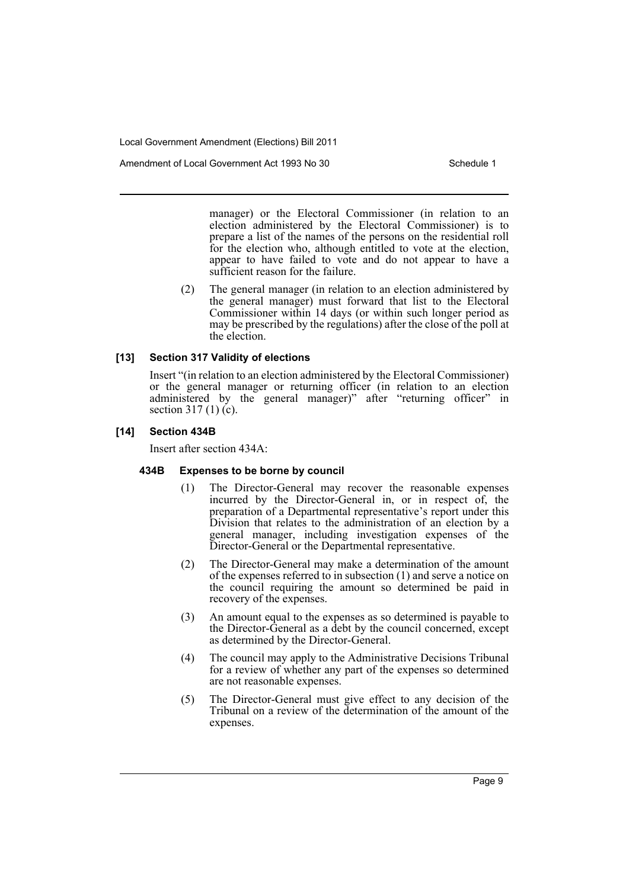manager) or the Electoral Commissioner (in relation to an election administered by the Electoral Commissioner) is to prepare a list of the names of the persons on the residential roll for the election who, although entitled to vote at the election, appear to have failed to vote and do not appear to have a sufficient reason for the failure.

(2) The general manager (in relation to an election administered by the general manager) must forward that list to the Electoral Commissioner within 14 days (or within such longer period as may be prescribed by the regulations) after the close of the poll at the election.

### [13] Section 317 Validity of elections

Insert "(in relation to an election administered by the Electoral Commissioner) or the general manager or returning officer (in relation to an election administered by the general manager)" after "returning officer" in section 317 (1) (c).

### [14] Section 434B

Insert after section 434A:

#### 434B Expenses to be borne by council

(1) The Director-General may recover the reasonable expenses incurred by the Director-General in, or in respect of, the preparation of a Departmental representative's report under this Division that relates to the administration of an election by a general manager, including investigation expenses of the Director-General or the Departmental representative.

(2) The Director-General may make a determination of the amount of the expenses referred to in subsection (1) and serve a notice on the council requiring the amount so determined be paid in recovery of the expenses.

(3) An amount equal to the expenses as so determined is payable to the Director-General as a debt by the council concerned, except as determined by the Director-General.

(4) The council may apply to the Administrative Decisions Tribunal for a review of whether any part of the expenses so determined are not reasonable expenses.

(5) The Director-General must give effect to any decision of the Tribunal on a review of the determination of the amount of the expenses.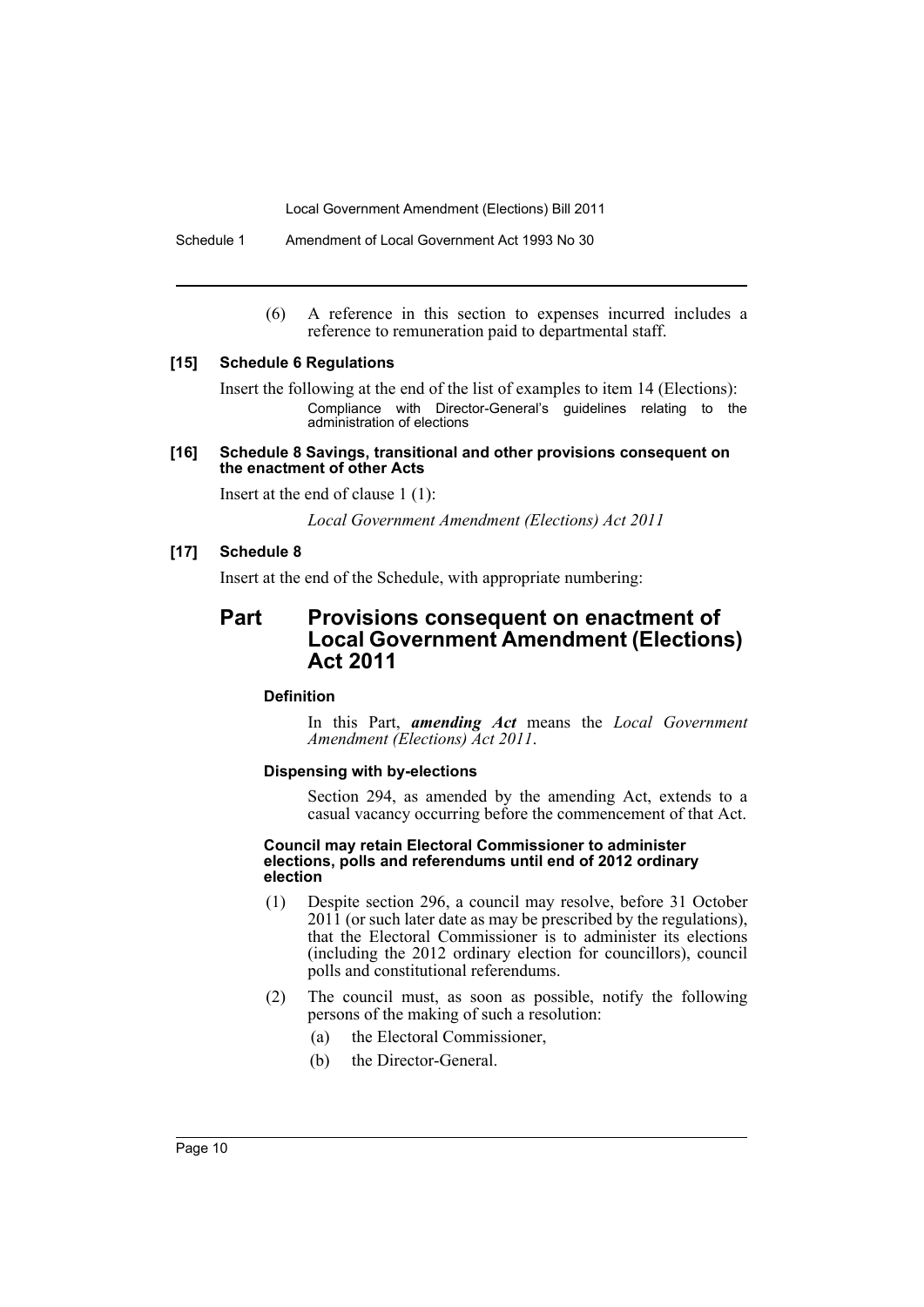(6) A reference in this section to expenses incurred includes a reference to remuneration paid to departmental staff.

#### [15] Schedule 6 Regulations

Insert the following at the end of the list of examples to item 14 (Elections):

Compliance with Director-General's guidelines relating to the administration of elections

#### [16] Schedule 8 Savings, transitional and other provisions consequent on the enactment of other Acts

Insert at the end of clause 1 (1):

*Local Government Amendment (Elections) Act 2011*

#### [17] Schedule 8

Insert at the end of the Schedule, with appropriate numbering:

## Part Provisions consequent on enactment of Local Government Amendment (Elections) Act 2011

#### Definition

In this Part, ***amending Act*** means the *Local Government Amendment (Elections) Act 2011*.

#### Dispensing with by-elections

Section 294, as amended by the amending Act, extends to a casual vacancy occurring before the commencement of that Act.

#### Council may retain Electoral Commissioner to administer elections, polls and referendums until end of 2012 ordinary election

(1) Despite section 296, a council may resolve, before 31 October 2011 (or such later date as may be prescribed by the regulations), that the Electoral Commissioner is to administer its elections (including the 2012 ordinary election for councillors), council polls and constitutional referendums.

(2) The council must, as soon as possible, notify the following persons of the making of such a resolution:

- (a) the Electoral Commissioner,
- (b) the Director-General.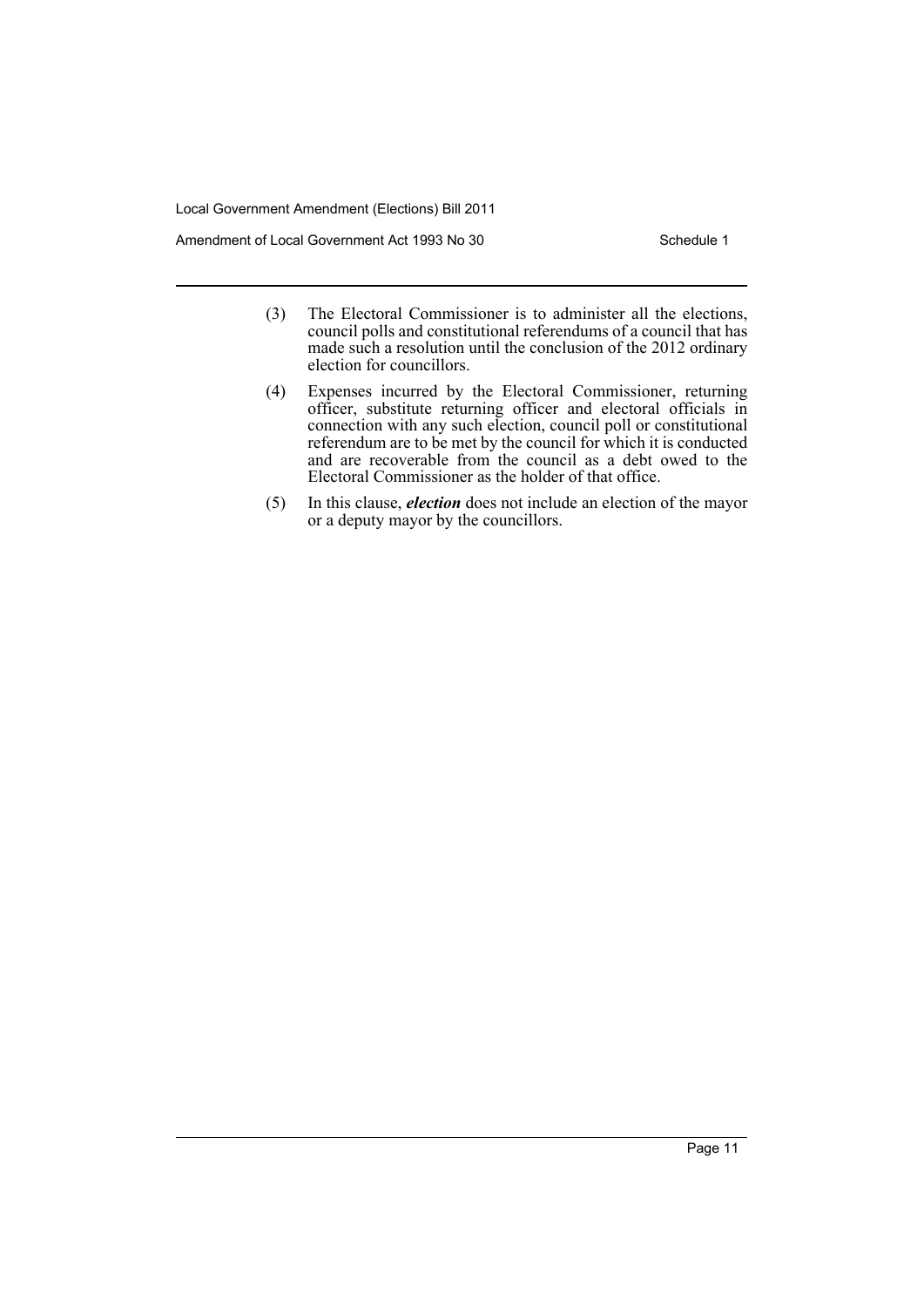(3) The Electoral Commissioner is to administer all the elections, council polls and constitutional referendums of a council that has made such a resolution until the conclusion of the 2012 ordinary election for councillors.

(4) Expenses incurred by the Electoral Commissioner, returning officer, substitute returning officer and electoral officials in connection with any such election, council poll or constitutional referendum are to be met by the council for which it is conducted and are recoverable from the council as a debt owed to the Electoral Commissioner as the holder of that office.

(5) In this clause, ***election*** does not include an election of the mayor or a deputy mayor by the councillors.